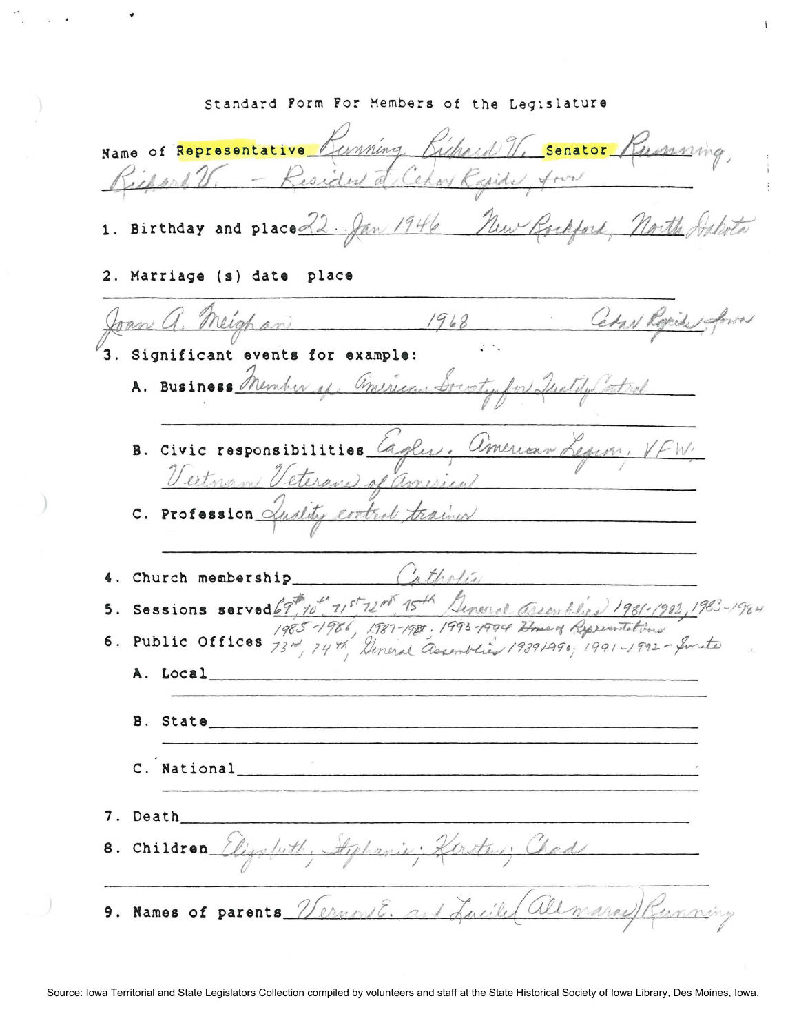Standard Form For Members of the Legislature

Name of Representative Running Richard V. Senator Running, Richard V. - Resides at Cedar Rapids, Iowa

1. Birthday and place 22 Jan 1946 New Rockford, North Dakota

2. Marriage (s) date place

Joan A. Meighan 1968 Cedar Rapids, Iowa

3. Significant events for example:

   A. Business Member of American Society for Quality Control

   B. Civic responsibilities Eagles, American Legion, VFW, Vietnam Veterans of America

   C. Profession Quality control trainer

4. Church membership Catholic

5. Sessions served 69th, 70th, 71st, 72nd, 75th General Assemblies 1981-1982, 1983-1984, 1985-1986, 1987-1988, 1993-1994 House of Representatives

6. Public Offices 73rd, 74th, General Assemblies 1989-1990; 1991-1992 - Senate

   A. Local

   B. State

   C. National

7. Death

8. Children Elizabeth, Stephanie, Kirsten, Chad

9. Names of parents Vernon E. and Lucile (Allmaras) Running

Source: Iowa Territorial and State Legislators Collection compiled by volunteers and staff at the State Historical Society of Iowa Library, Des Moines, Iowa.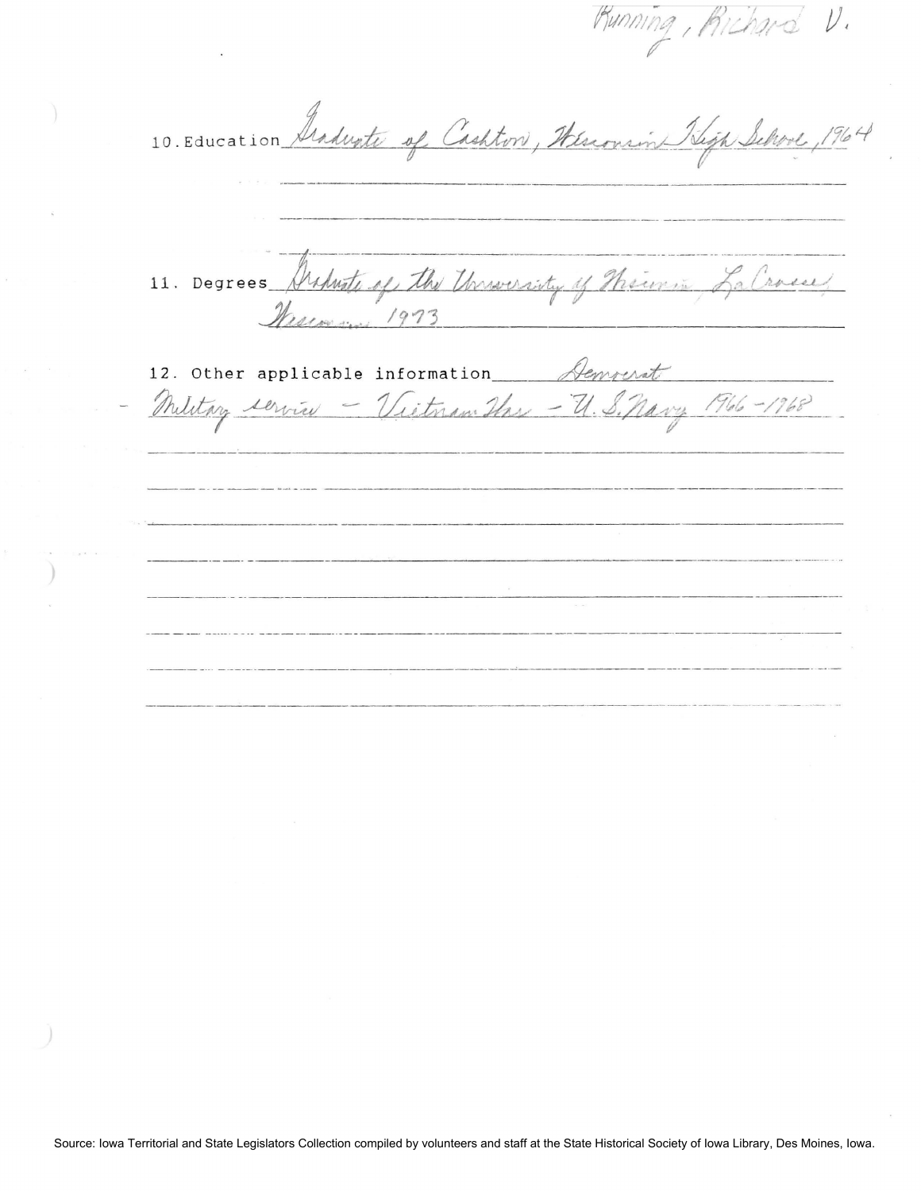Running, Richard V.

10. Education Graduate of Cashton, Wisconsin High School, 1964

11. Degrees Graduate of the University of Wisconsin, La Crosse, Wisconsin 1973

12. Other applicable information Democrat

Military service - Vietnam Era - U.S. Navy 1966-1968

Source: Iowa Territorial and State Legislators Collection compiled by volunteers and staff at the State Historical Society of Iowa Library, Des Moines, Iowa.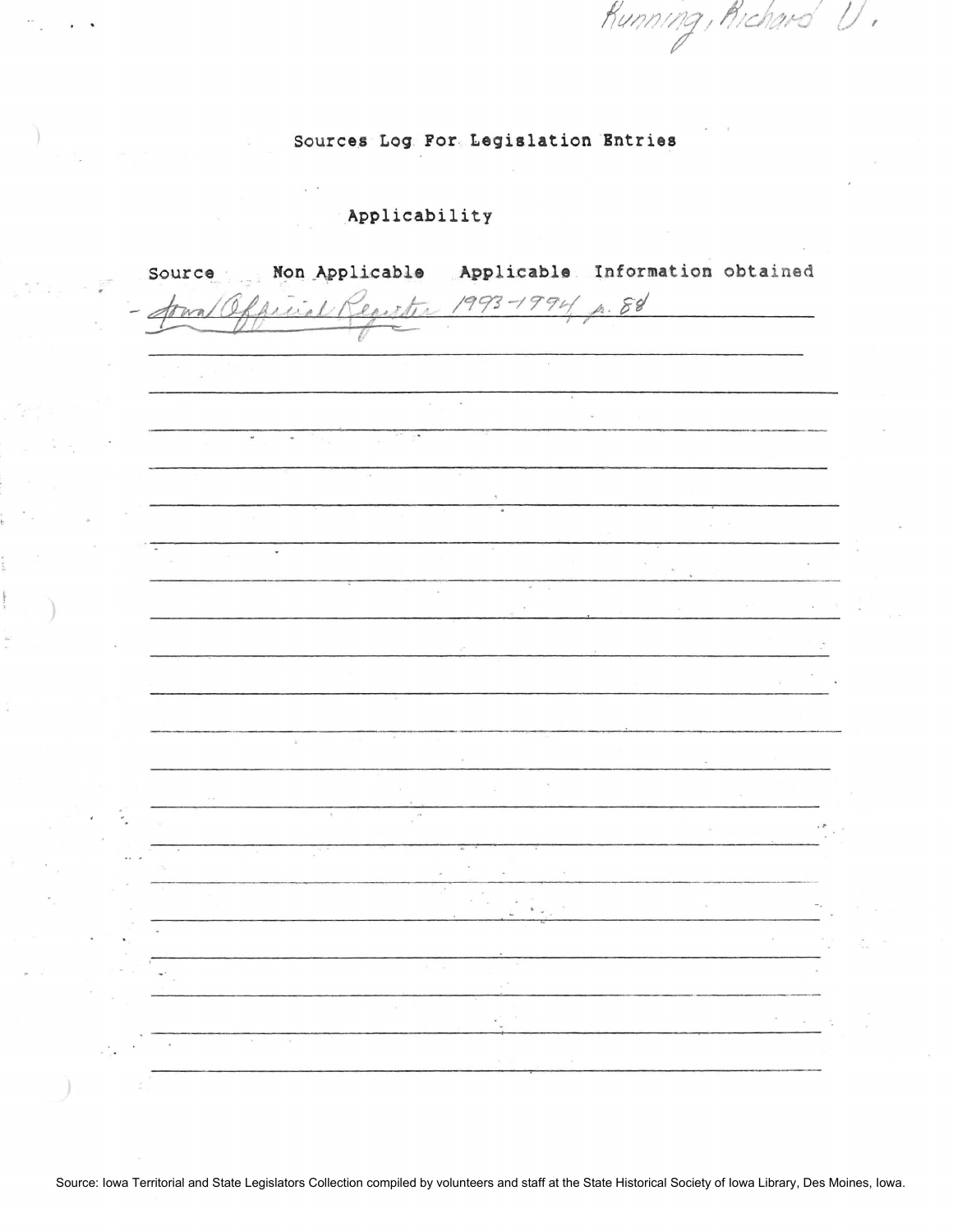Running, Richard V.

# Sources Log For Legislation Entries

## Applicability

| Source | Non Applicable | Applicable | Information obtained |
| --- | --- | --- | --- |
| - Iowa Official Register 1993-1994, p. 88 | | | |

Source: Iowa Territorial and State Legislators Collection compiled by volunteers and staff at the State Historical Society of Iowa Library, Des Moines, Iowa.